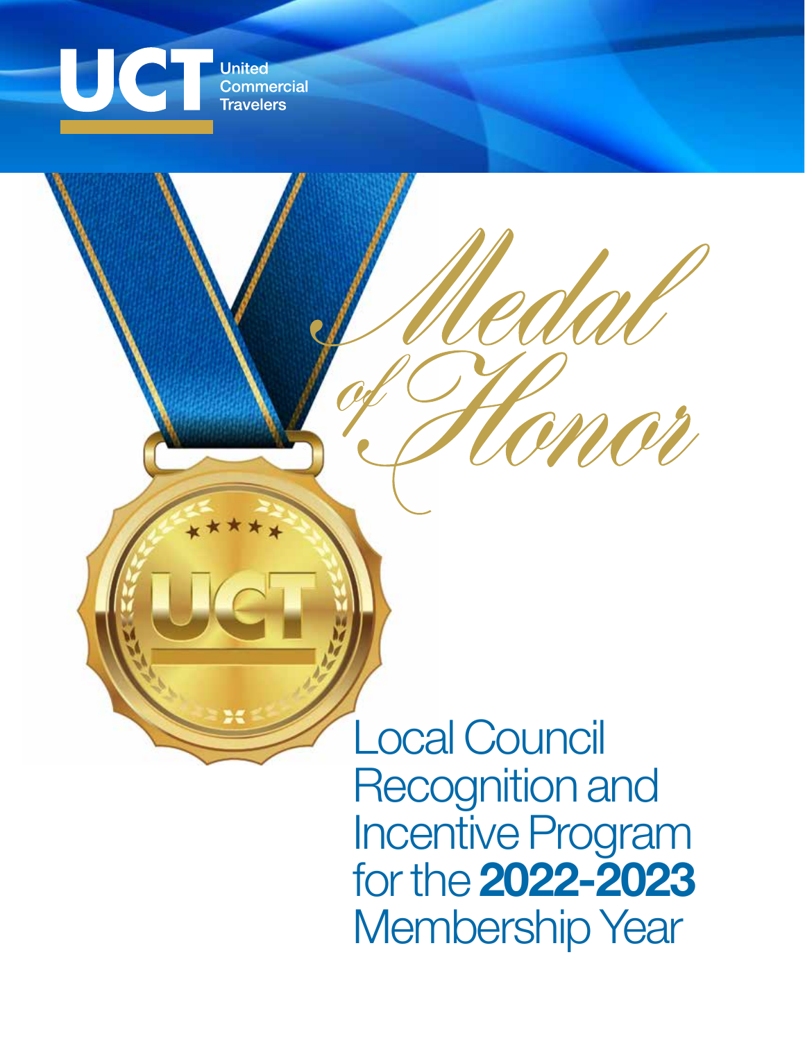UCT United Commercial Travelers

# Medal of Honor

## Local Council Recognition and Incentive Program for the **2022-2023** Membership Year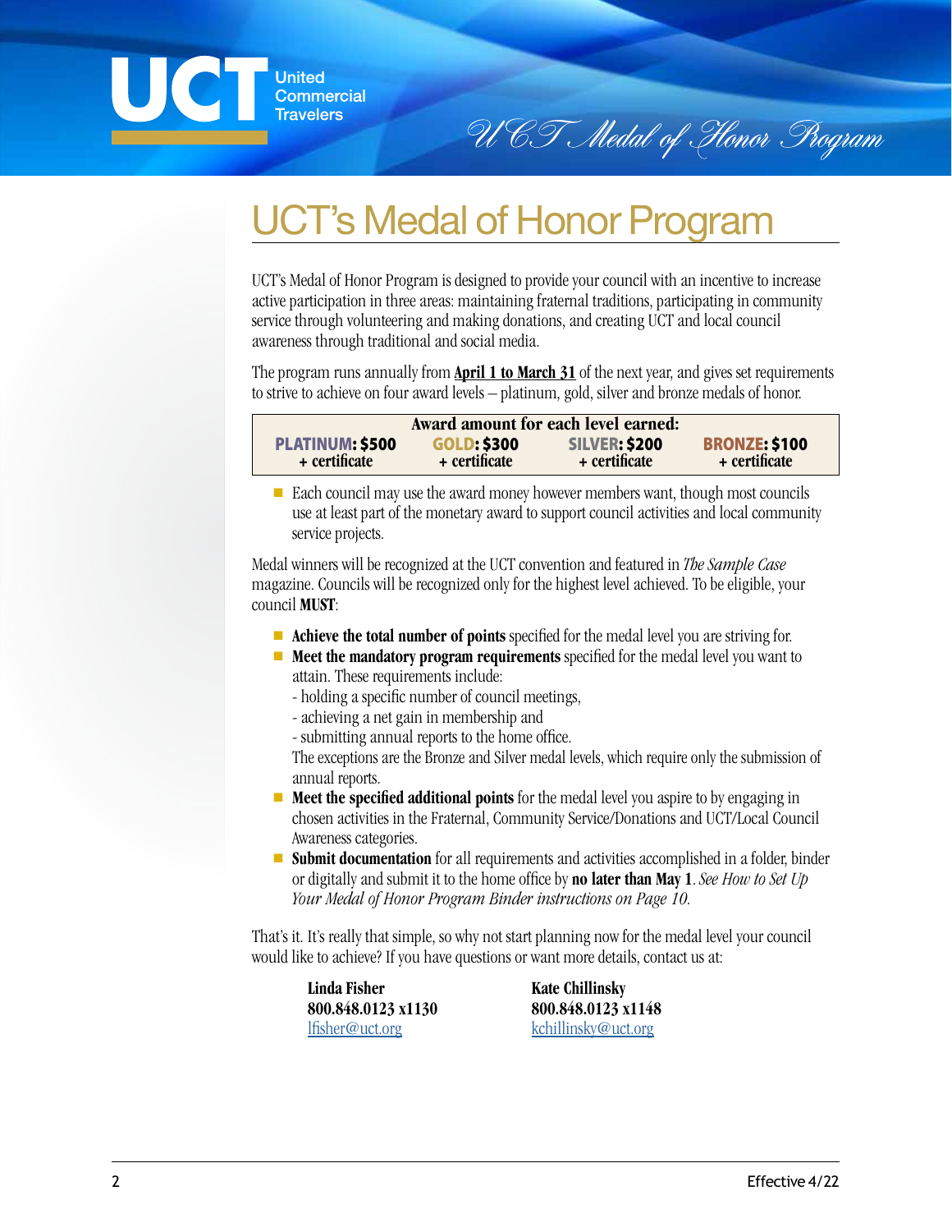# UCT's Medal of Honor Program

UCT's Medal of Honor Program is designed to provide your council with an incentive to increase active participation in three areas: maintaining fraternal traditions, participating in community service through volunteering and making donations, and creating UCT and local council awareness through traditional and social media.

The program runs annually from **April 1 to March 31** of the next year, and gives set requirements to strive to achieve on four award levels – platinum, gold, silver and bronze medals of honor.

| Award amount for each level earned: | | | |
|---|---|---|---|
| **PLATINUM: $500** + certificate | **GOLD: $300** + certificate | **SILVER: $200** + certificate | **BRONZE: $100** + certificate |

- Each council may use the award money however members want, though most councils use at least part of the monetary award to support council activities and local community service projects.

Medal winners will be recognized at the UCT convention and featured in *The Sample Case* magazine. Councils will be recognized only for the highest level achieved. To be eligible, your council **MUST**:

- **Achieve the total number of points** specified for the medal level you are striving for.
- **Meet the mandatory program requirements** specified for the medal level you want to attain. These requirements include:
  - holding a specific number of council meetings,
  - achieving a net gain in membership and
  - submitting annual reports to the home office.

  The exceptions are the Bronze and Silver medal levels, which require only the submission of annual reports.
- **Meet the specified additional points** for the medal level you aspire to by engaging in chosen activities in the Fraternal, Community Service/Donations and UCT/Local Council Awareness categories.
- **Submit documentation** for all requirements and activities accomplished in a folder, binder or digitally and submit it to the home office by **no later than May 1**. *See How to Set Up Your Medal of Honor Program Binder instructions on Page 10.*

That's it. It's really that simple, so why not start planning now for the medal level your council would like to achieve? If you have questions or want more details, contact us at:

**Linda Fisher**
**800.848.0123 x1130**
lfisher@uct.org

**Kate Chillinsky**
**800.848.0123 x1148**
kchillinsky@uct.org

Effective 4/22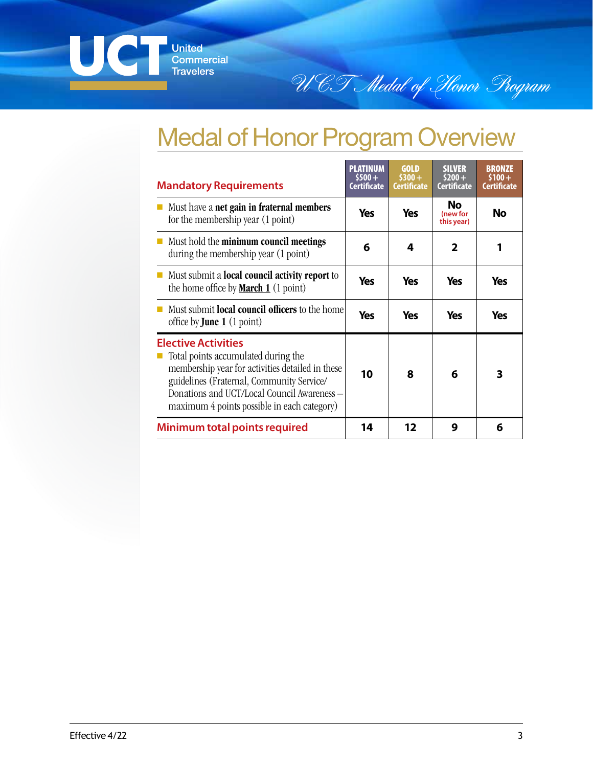# Medal of Honor Program Overview

| Mandatory Requirements | PLATINUM $500 + Certificate | GOLD $300 + Certificate | SILVER $200 + Certificate | BRONZE $100 + Certificate |
|---|---|---|---|---|
| Must have a **net gain in fraternal members** for the membership year (1 point) | Yes | Yes | No (new for this year) | No |
| Must hold the **minimum council meetings** during the membership year (1 point) | 6 | 4 | 2 | 1 |
| Must submit a **local council activity report** to the home office by **March 1** (1 point) | Yes | Yes | Yes | Yes |
| Must submit **local council officers** to the home office by **June 1** (1 point) | Yes | Yes | Yes | Yes |
| **Elective Activities** Total points accumulated during the membership year for activities detailed in these guidelines (Fraternal, Community Service/ Donations and UCT/Local Council Awareness – maximum 4 points possible in each category) | 10 | 8 | 6 | 3 |
| **Minimum total points required** | 14 | 12 | 9 | 6 |

Effective 4/22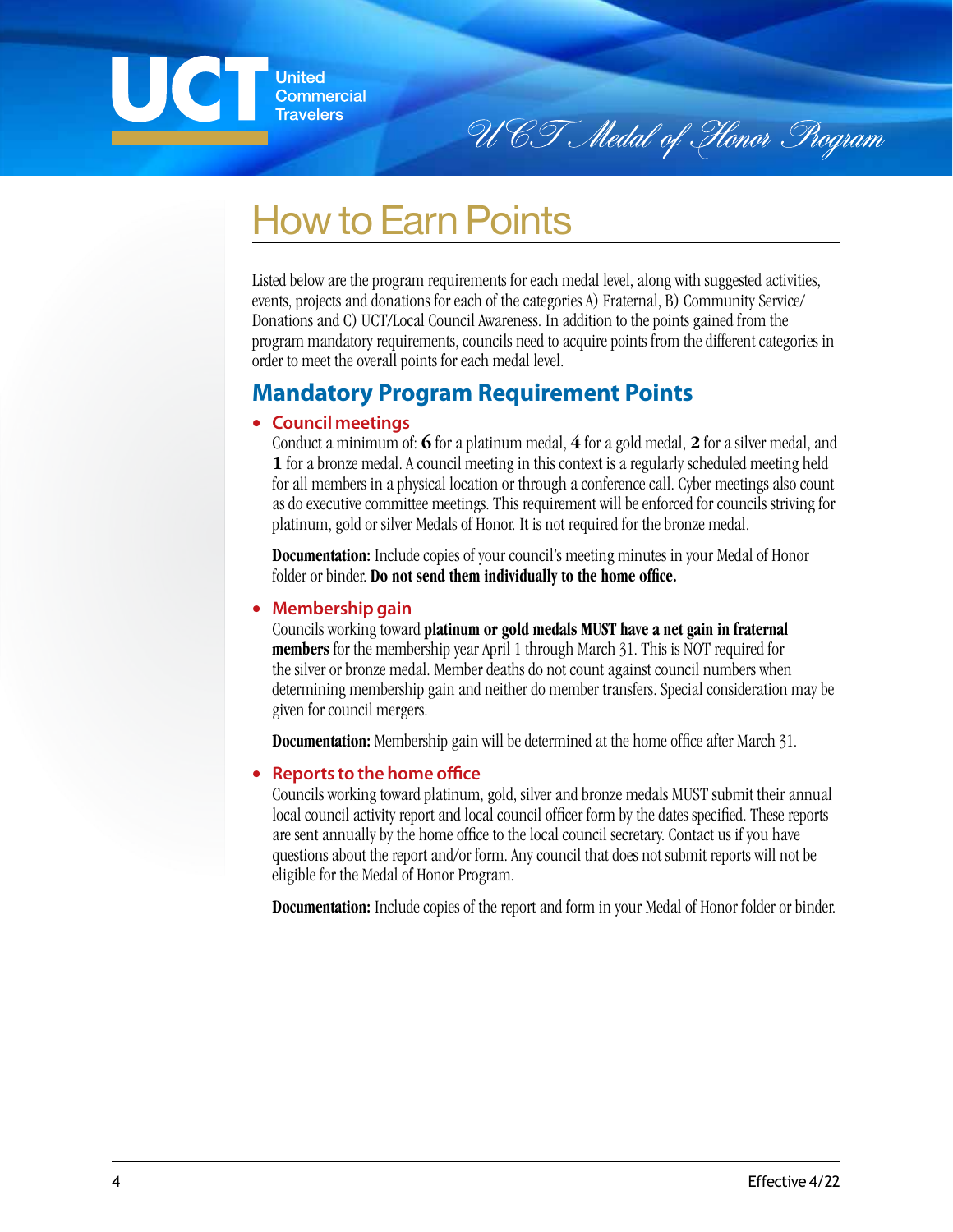# How to Earn Points

Listed below are the program requirements for each medal level, along with suggested activities, events, projects and donations for each of the categories A) Fraternal, B) Community Service/ Donations and C) UCT/Local Council Awareness. In addition to the points gained from the program mandatory requirements, councils need to acquire points from the different categories in order to meet the overall points for each medal level.

## Mandatory Program Requirement Points

- **Council meetings**
  
  Conduct a minimum of: **6** for a platinum medal, **4** for a gold medal, **2** for a silver medal, and **1** for a bronze medal. A council meeting in this context is a regularly scheduled meeting held for all members in a physical location or through a conference call. Cyber meetings also count as do executive committee meetings. This requirement will be enforced for councils striving for platinum, gold or silver Medals of Honor. It is not required for the bronze medal.

  **Documentation:** Include copies of your council's meeting minutes in your Medal of Honor folder or binder. **Do not send them individually to the home office.**

- **Membership gain**
  
  Councils working toward **platinum or gold medals MUST have a net gain in fraternal members** for the membership year April 1 through March 31. This is NOT required for the silver or bronze medal. Member deaths do not count against council numbers when determining membership gain and neither do member transfers. Special consideration may be given for council mergers.

  **Documentation:** Membership gain will be determined at the home office after March 31.

- **Reports to the home office**
  
  Councils working toward platinum, gold, silver and bronze medals MUST submit their annual local council activity report and local council officer form by the dates specified. These reports are sent annually by the home office to the local council secretary. Contact us if you have questions about the report and/or form. Any council that does not submit reports will not be eligible for the Medal of Honor Program.

  **Documentation:** Include copies of the report and form in your Medal of Honor folder or binder.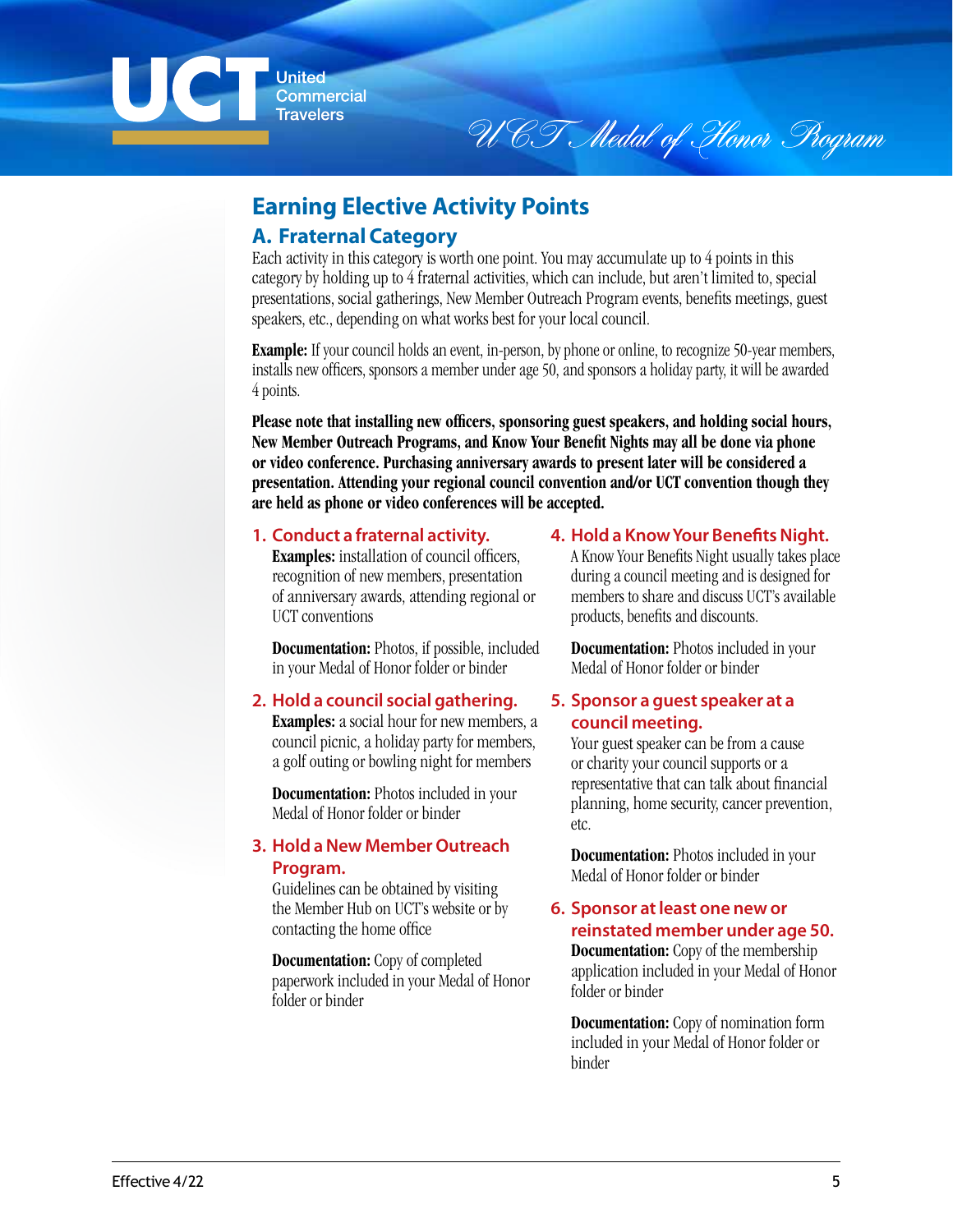# Earning Elective Activity Points

## A. Fraternal Category

Each activity in this category is worth one point. You may accumulate up to 4 points in this category by holding up to 4 fraternal activities, which can include, but aren't limited to, special presentations, social gatherings, New Member Outreach Program events, benefits meetings, guest speakers, etc., depending on what works best for your local council.

**Example:** If your council holds an event, in-person, by phone or online, to recognize 50-year members, installs new officers, sponsors a member under age 50, and sponsors a holiday party, it will be awarded 4 points.

**Please note that installing new officers, sponsoring guest speakers, and holding social hours, New Member Outreach Programs, and Know Your Benefit Nights may all be done via phone or video conference. Purchasing anniversary awards to present later will be considered a presentation. Attending your regional council convention and/or UCT convention though they are held as phone or video conferences will be accepted.**

### 1. Conduct a fraternal activity.

**Examples:** installation of council officers, recognition of new members, presentation of anniversary awards, attending regional or UCT conventions

**Documentation:** Photos, if possible, included in your Medal of Honor folder or binder

### 2. Hold a council social gathering.

**Examples:** a social hour for new members, a council picnic, a holiday party for members, a golf outing or bowling night for members

**Documentation:** Photos included in your Medal of Honor folder or binder

### 3. Hold a New Member Outreach Program.

Guidelines can be obtained by visiting the Member Hub on UCT's website or by contacting the home office

**Documentation:** Copy of completed paperwork included in your Medal of Honor folder or binder

### 4. Hold a Know Your Benefits Night.

A Know Your Benefits Night usually takes place during a council meeting and is designed for members to share and discuss UCT's available products, benefits and discounts.

**Documentation:** Photos included in your Medal of Honor folder or binder

### 5. Sponsor a guest speaker at a council meeting.

Your guest speaker can be from a cause or charity your council supports or a representative that can talk about financial planning, home security, cancer prevention, etc.

**Documentation:** Photos included in your Medal of Honor folder or binder

### 6. Sponsor at least one new or reinstated member under age 50.

**Documentation:** Copy of the membership application included in your Medal of Honor folder or binder

**Documentation:** Copy of nomination form included in your Medal of Honor folder or binder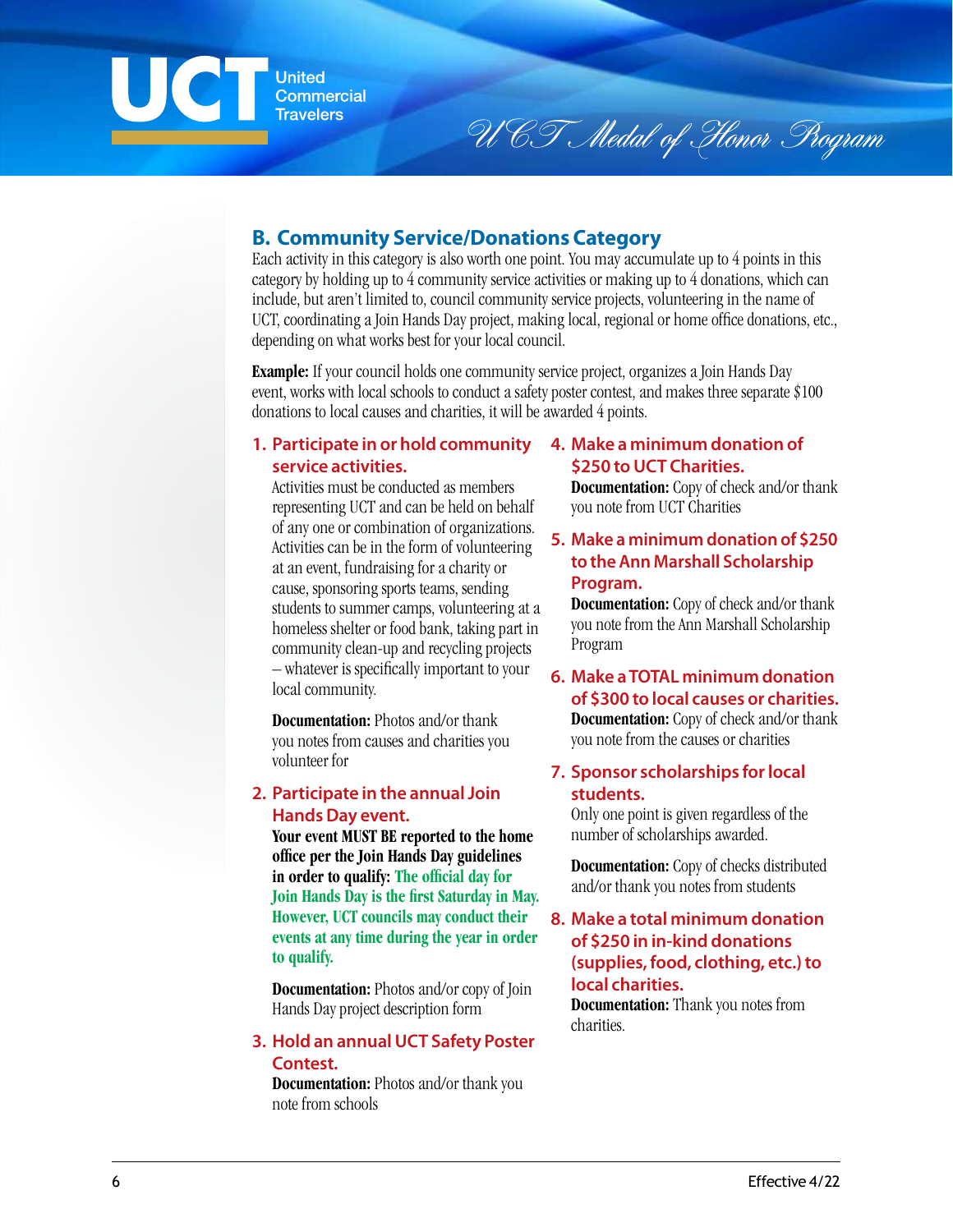## B. Community Service/Donations Category

Each activity in this category is also worth one point. You may accumulate up to 4 points in this category by holding up to 4 community service activities or making up to 4 donations, which can include, but aren't limited to, council community service projects, volunteering in the name of UCT, coordinating a Join Hands Day project, making local, regional or home office donations, etc., depending on what works best for your local council.

**Example:** If your council holds one community service project, organizes a Join Hands Day event, works with local schools to conduct a safety poster contest, and makes three separate $100 donations to local causes and charities, it will be awarded 4 points.

1. **Participate in or hold community service activities.**

   Activities must be conducted as members representing UCT and can be held on behalf of any one or combination of organizations. Activities can be in the form of volunteering at an event, fundraising for a charity or cause, sponsoring sports teams, sending students to summer camps, volunteering at a homeless shelter or food bank, taking part in community clean-up and recycling projects – whatever is specifically important to your local community.

   **Documentation:** Photos and/or thank you notes from causes and charities you volunteer for

2. **Participate in the annual Join Hands Day event.**

   **Your event MUST BE reported to the home office per the Join Hands Day guidelines in order to qualify: The official day for Join Hands Day is the first Saturday in May. However, UCT councils may conduct their events at any time during the year in order to qualify.**

   **Documentation:** Photos and/or copy of Join Hands Day project description form

3. **Hold an annual UCT Safety Poster Contest.**

   **Documentation:** Photos and/or thank you note from schools

4. **Make a minimum donation of $250 to UCT Charities.**

   **Documentation:** Copy of check and/or thank you note from UCT Charities

5. **Make a minimum donation of $250 to the Ann Marshall Scholarship Program.**

   **Documentation:** Copy of check and/or thank you note from the Ann Marshall Scholarship Program

6. **Make a TOTAL minimum donation of $300 to local causes or charities.**

   **Documentation:** Copy of check and/or thank you note from the causes or charities

7. **Sponsor scholarships for local students.**

   Only one point is given regardless of the number of scholarships awarded.

   **Documentation:** Copy of checks distributed and/or thank you notes from students

8. **Make a total minimum donation of $250 in in-kind donations (supplies, food, clothing, etc.) to local charities.**

   **Documentation:** Thank you notes from charities.

Effective 4/22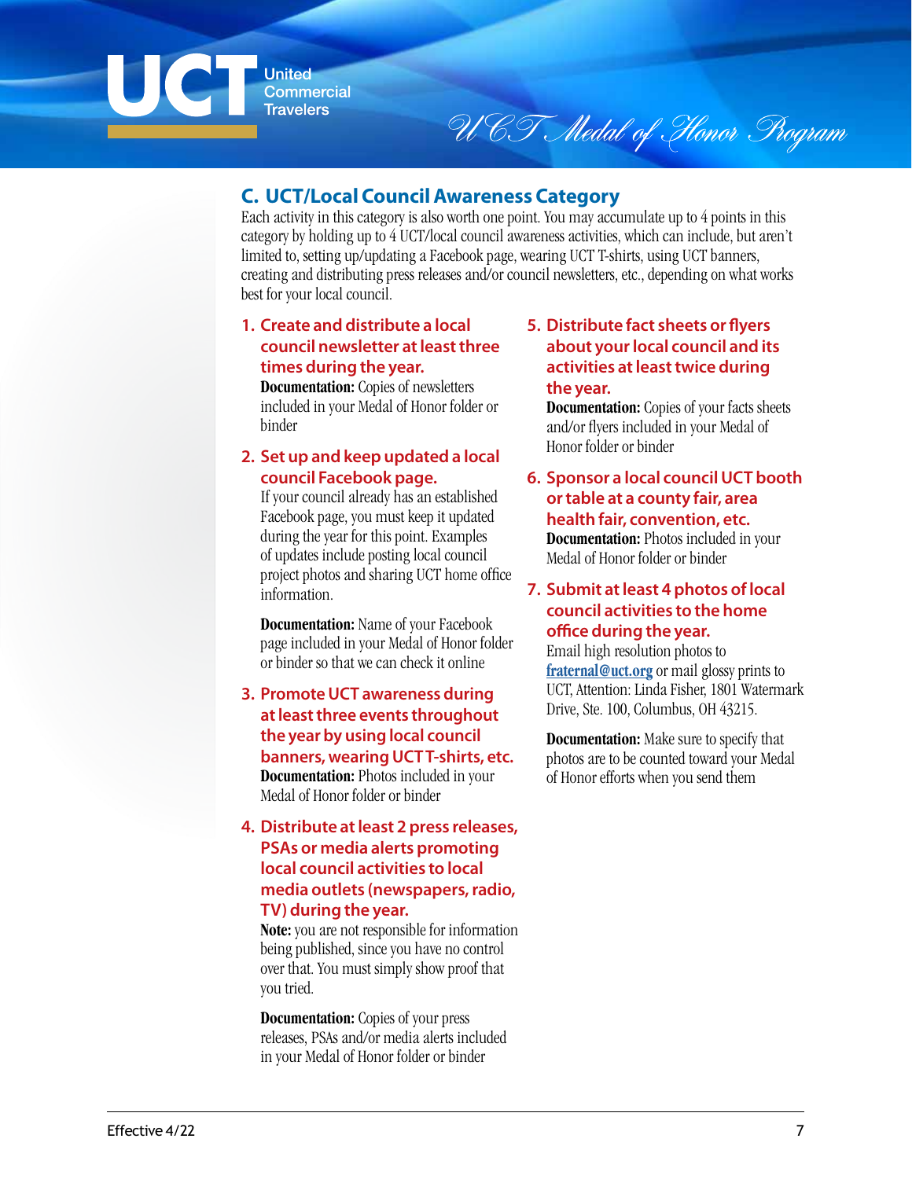## C. UCT/Local Council Awareness Category

Each activity in this category is also worth one point. You may accumulate up to 4 points in this category by holding up to 4 UCT/local council awareness activities, which can include, but aren't limited to, setting up/updating a Facebook page, wearing UCT T-shirts, using UCT banners, creating and distributing press releases and/or council newsletters, etc., depending on what works best for your local council.

1. **Create and distribute a local council newsletter at least three times during the year.**
   **Documentation:** Copies of newsletters included in your Medal of Honor folder or binder

2. **Set up and keep updated a local council Facebook page.**
   If your council already has an established Facebook page, you must keep it updated during the year for this point. Examples of updates include posting local council project photos and sharing UCT home office information.

   **Documentation:** Name of your Facebook page included in your Medal of Honor folder or binder so that we can check it online

3. **Promote UCT awareness during at least three events throughout the year by using local council banners, wearing UCT T-shirts, etc.**
   **Documentation:** Photos included in your Medal of Honor folder or binder

4. **Distribute at least 2 press releases, PSAs or media alerts promoting local council activities to local media outlets (newspapers, radio, TV) during the year.**
   **Note:** you are not responsible for information being published, since you have no control over that. You must simply show proof that you tried.

   **Documentation:** Copies of your press releases, PSAs and/or media alerts included in your Medal of Honor folder or binder

5. **Distribute fact sheets or flyers about your local council and its activities at least twice during the year.**
   **Documentation:** Copies of your facts sheets and/or flyers included in your Medal of Honor folder or binder

6. **Sponsor a local council UCT booth or table at a county fair, area health fair, convention, etc.**
   **Documentation:** Photos included in your Medal of Honor folder or binder

7. **Submit at least 4 photos of local council activities to the home office during the year.**
   Email high resolution photos to fraternal@uct.org or mail glossy prints to UCT, Attention: Linda Fisher, 1801 Watermark Drive, Ste. 100, Columbus, OH 43215.

   **Documentation:** Make sure to specify that photos are to be counted toward your Medal of Honor efforts when you send them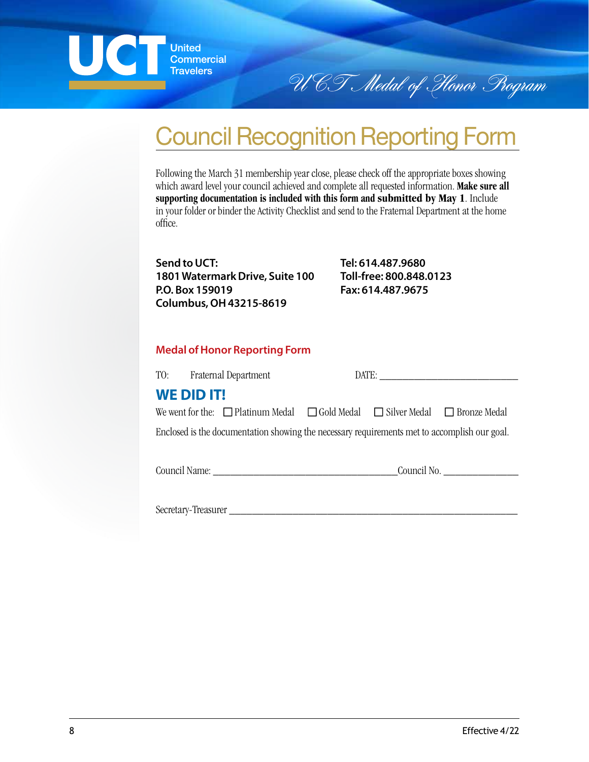UCT United Commercial Travelers

*UCT Medal of Honor Program*

# Council Recognition Reporting Form

Following the March 31 membership year close, please check off the appropriate boxes showing which award level your council achieved and complete all requested information. **Make sure all supporting documentation is included with this form and submitted by May 1**. Include in your folder or binder the Activity Checklist and send to the Fraternal Department at the home office.

**Send to UCT:**
**1801 Watermark Drive, Suite 100**
**P.O. Box 159019**
**Columbus, OH 43215-8619**

**Tel: 614.487.9680**
**Toll-free: 800.848.0123**
**Fax: 614.487.9675**

## Medal of Honor Reporting Form

TO: Fraternal Department DATE: ______________________________

## WE DID IT!

We went for the: ☐ Platinum Medal ☐ Gold Medal ☐ Silver Medal ☐ Bronze Medal

Enclosed is the documentation showing the necessary requirements met to accomplish our goal.

Council Name: ______________________________________ Council No. _______________

Secretary-Treasurer ___________________________________________________________

Effective 4/22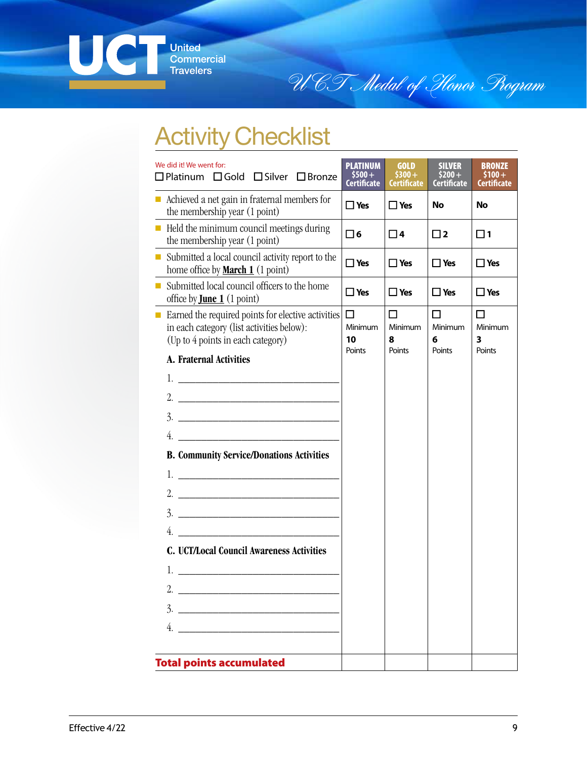UCT United Commercial Travelers

*UCT Medal of Honor Program*

# Activity Checklist

| We did it! We went for: ☐ Platinum ☐ Gold ☐ Silver ☐ Bronze | PLATINUM $500+ Certificate | GOLD $300+ Certificate | SILVER $200+ Certificate | BRONZE $100+ Certificate |
|---|---|---|---|---|
| Achieved a net gain in fraternal members for the membership year (1 point) | ☐ **Yes** | ☐ **Yes** | **No** | **No** |
| Held the minimum council meetings during the membership year (1 point) | ☐ **6** | ☐ **4** | ☐ **2** | ☐ **1** |
| Submitted a local council activity report to the home office by **March 1** (1 point) | ☐ **Yes** | ☐ **Yes** | ☐ **Yes** | ☐ **Yes** |
| Submitted local council officers to the home office by **June 1** (1 point) | ☐ **Yes** | ☐ **Yes** | ☐ **Yes** | ☐ **Yes** |
| Earned the required points for elective activities in each category (list activities below): (Up to 4 points in each category)<br><br>**A. Fraternal Activities**<br>1. ______<br>2. ______<br>3. ______<br>4. ______<br><br>**B. Community Service/Donations Activities**<br>1. ______<br>2. ______<br>3. ______<br>4. ______<br><br>**C. UCT/Local Council Awareness Activities**<br>1. ______<br>2. ______<br>3. ______<br>4. ______ | ☐ Minimum **10** Points | ☐ Minimum **8** Points | ☐ Minimum **6** Points | ☐ Minimum **3** Points |
| **Total points accumulated** | | | | |

Effective 4/22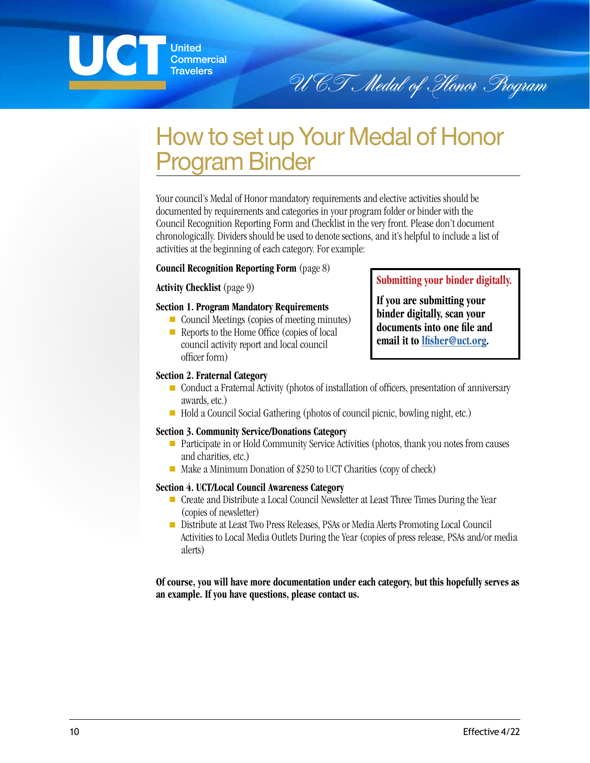# How to set up Your Medal of Honor Program Binder

Your council's Medal of Honor mandatory requirements and elective activities should be documented by requirements and categories in your program folder or binder with the Council Recognition Reporting Form and Checklist in the very front. Please don't document chronologically. Dividers should be used to denote sections, and it's helpful to include a list of activities at the beginning of each category. For example:

**Council Recognition Reporting Form** (page 8)

**Activity Checklist** (page 9)

**Section 1. Program Mandatory Requirements**

- Council Meetings (copies of meeting minutes)
- Reports to the Home Office (copies of local council activity report and local council officer form)

**Section 2. Fraternal Category**

- Conduct a Fraternal Activity (photos of installation of officers, presentation of anniversary awards, etc.)
- Hold a Council Social Gathering (photos of council picnic, bowling night, etc.)

**Section 3. Community Service/Donations Category**

- Participate in or Hold Community Service Activities (photos, thank you notes from causes and charities, etc.)
- Make a Minimum Donation of $250 to UCT Charities (copy of check)

**Section 4. UCT/Local Council Awareness Category**

- Create and Distribute a Local Council Newsletter at Least Three Times During the Year (copies of newsletter)
- Distribute at Least Two Press Releases, PSAs or Media Alerts Promoting Local Council Activities to Local Media Outlets During the Year (copies of press release, PSAs and/or media alerts)

**Submitting your binder digitally.**

**If you are submitting your binder digitally, scan your documents into one file and email it to lfisher@uct.org.**

**Of course, you will have more documentation under each category, but this hopefully serves as an example. If you have questions, please contact us.**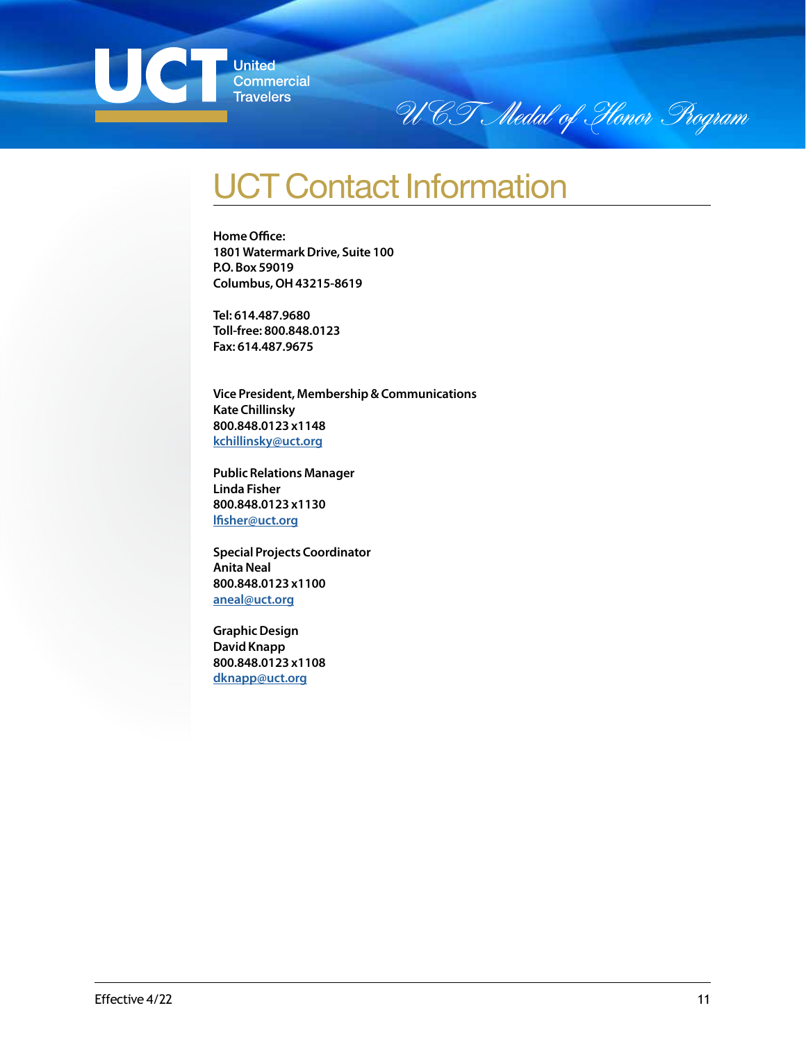# UCT Contact Information

**Home Office:**
**1801 Watermark Drive, Suite 100**
**P.O. Box 59019**
**Columbus, OH 43215-8619**

**Tel: 614.487.9680**
**Toll-free: 800.848.0123**
**Fax: 614.487.9675**

**Vice President, Membership & Communications**
**Kate Chillinsky**
**800.848.0123 x1148**
[kchillinsky@uct.org](mailto:kchillinsky@uct.org)

**Public Relations Manager**
**Linda Fisher**
**800.848.0123 x1130**
[lfisher@uct.org](mailto:lfisher@uct.org)

**Special Projects Coordinator**
**Anita Neal**
**800.848.0123 x1100**
[aneal@uct.org](mailto:aneal@uct.org)

**Graphic Design**
**David Knapp**
**800.848.0123 x1108**
[dknapp@uct.org](mailto:dknapp@uct.org)